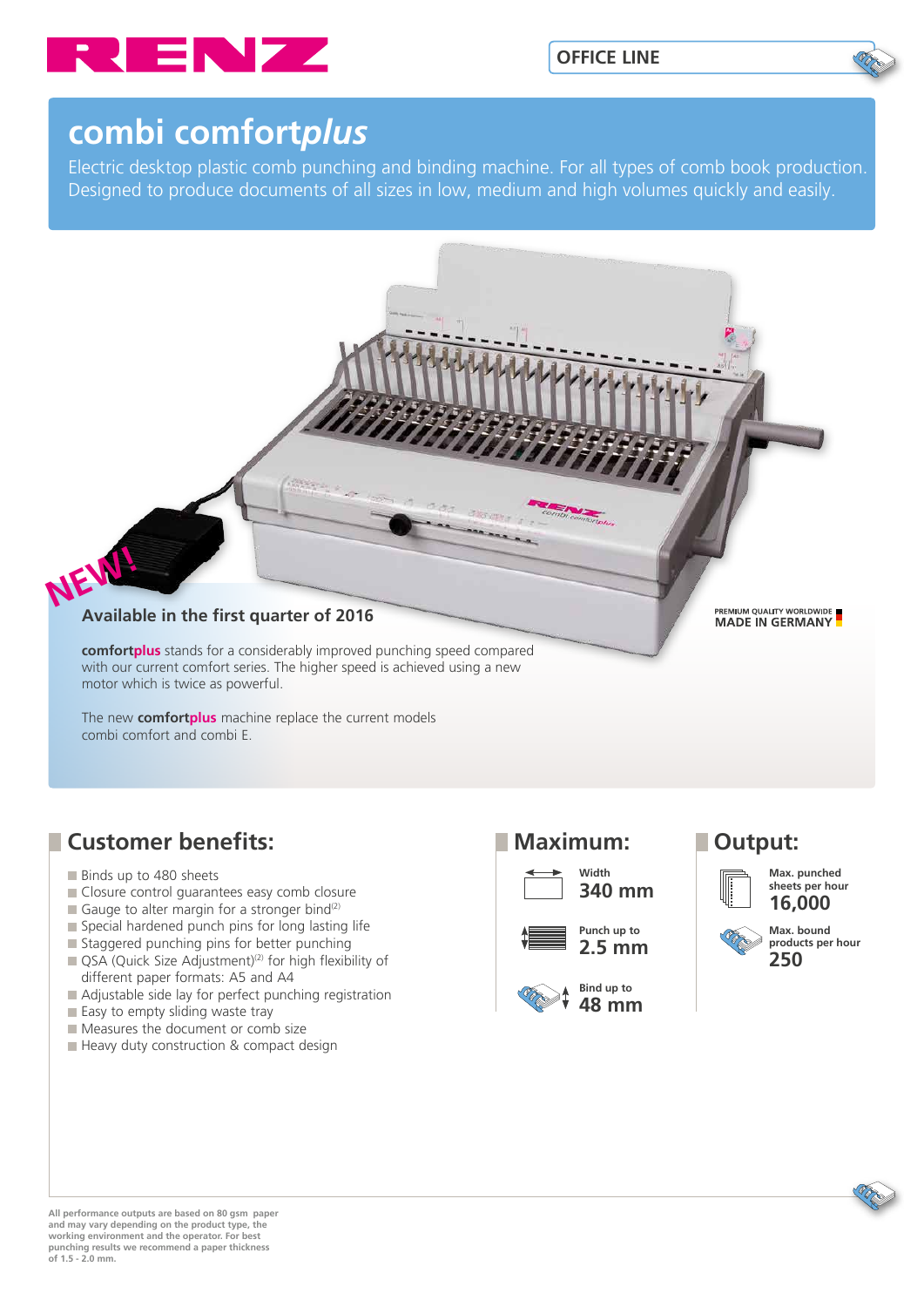RENZ

OFFICE LINE

# combi comfort*plus*

Electric desktop plastic comb punching and binding machine. For all types of comb book production. Designed to produce documents of all sizes in low, medium and high volumes quickly and easily.

NEW!

**Available in the first quarter of 2016**

PREMIUM QUALITY WORLDWIDE
MADE IN GERMANY

**comfortplus** stands for a considerably improved punching speed compared with our current comfort series. The higher speed is achieved using a new motor which is twice as powerful.

The new **comfortplus** machine replace the current models combi comfort and combi E.

## Customer benefits:

- Binds up to 480 sheets
- Closure control guarantees easy comb closure
- Gauge to alter margin for a stronger bind[2]
- Special hardened punch pins for long lasting life
- Staggered punching pins for better punching
- QSA (Quick Size Adjustment)[2] for high flexibility of different paper formats: A5 and A4
- Adjustable side lay for perfect punching registration
- Easy to empty sliding waste tray
- Measures the document or comb size
- Heavy duty construction & compact design

## Maximum:

Width
**340 mm**

Punch up to
**2.5 mm**

Bind up to
**48 mm**

## Output:

Max. punched sheets per hour
**16,000**

Max. bound products per hour
**250**

All performance outputs are based on 80 gsm paper and may vary depending on the product type, the working environment and the operator. For best punching results we recommend a paper thickness of 1.5 - 2.0 mm.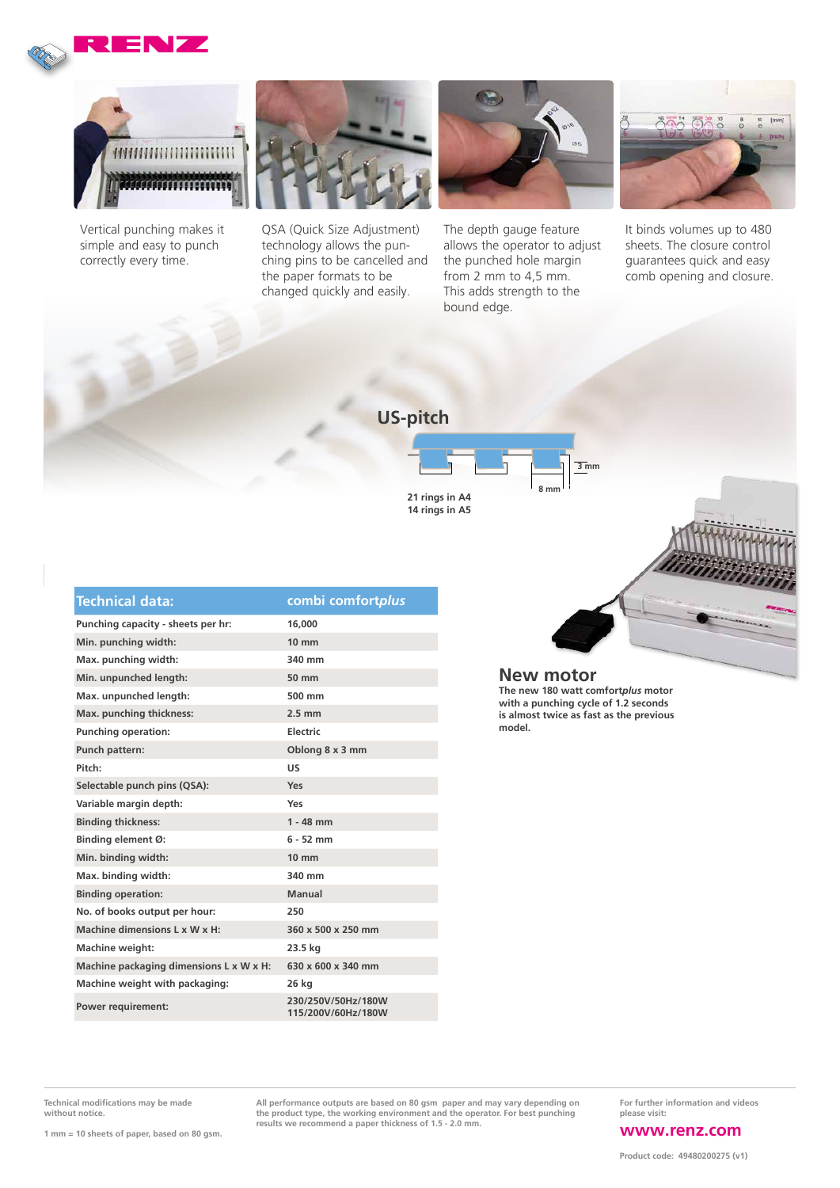Vertical punching makes it simple and easy to punch correctly every time.

QSA (Quick Size Adjustment) technology allows the punching pins to be cancelled and the paper formats to be changed quickly and easily.

The depth gauge feature allows the operator to adjust the punched hole margin from 2 mm to 4,5 mm. This adds strength to the bound edge.

It binds volumes up to 480 sheets. The closure control guarantees quick and easy comb opening and closure.

## US-pitch

3 mm

8 mm

21 rings in A4
14 rings in A5

| Technical data: | combi comfort*plus* |
|---|---|
| Punching capacity - sheets per hr: | 16,000 |
| Min. punching width: | 10 mm |
| Max. punching width: | 340 mm |
| Min. unpunched length: | 50 mm |
| Max. unpunched length: | 500 mm |
| Max. punching thickness: | 2.5 mm |
| Punching operation: | Electric |
| Punch pattern: | Oblong 8 x 3 mm |
| Pitch: | US |
| Selectable punch pins (QSA): | Yes |
| Variable margin depth: | Yes |
| Binding thickness: | 1 - 48 mm |
| Binding element Ø: | 6 - 52 mm |
| Min. binding width: | 10 mm |
| Max. binding width: | 340 mm |
| Binding operation: | Manual |
| No. of books output per hour: | 250 |
| Machine dimensions L x W x H: | 360 x 500 x 250 mm |
| Machine weight: | 23.5 kg |
| Machine packaging dimensions L x W x H: | 630 x 600 x 340 mm |
| Machine weight with packaging: | 26 kg |
| Power requirement: | 230/250V/50Hz/180W<br>115/200V/60Hz/180W |

## New motor

**The new 180 watt comfort*plus* motor with a punching cycle of 1.2 seconds is almost twice as fast as the previous model.**

Technical modifications may be made without notice.

1 mm = 10 sheets of paper, based on 80 gsm.

All performance outputs are based on 80 gsm paper and may vary depending on the product type, the working environment and the operator. For best punching results we recommend a paper thickness of 1.5 - 2.0 mm.

For further information and videos please visit:

**www.renz.com**

Product code: 49480200275 (v1)